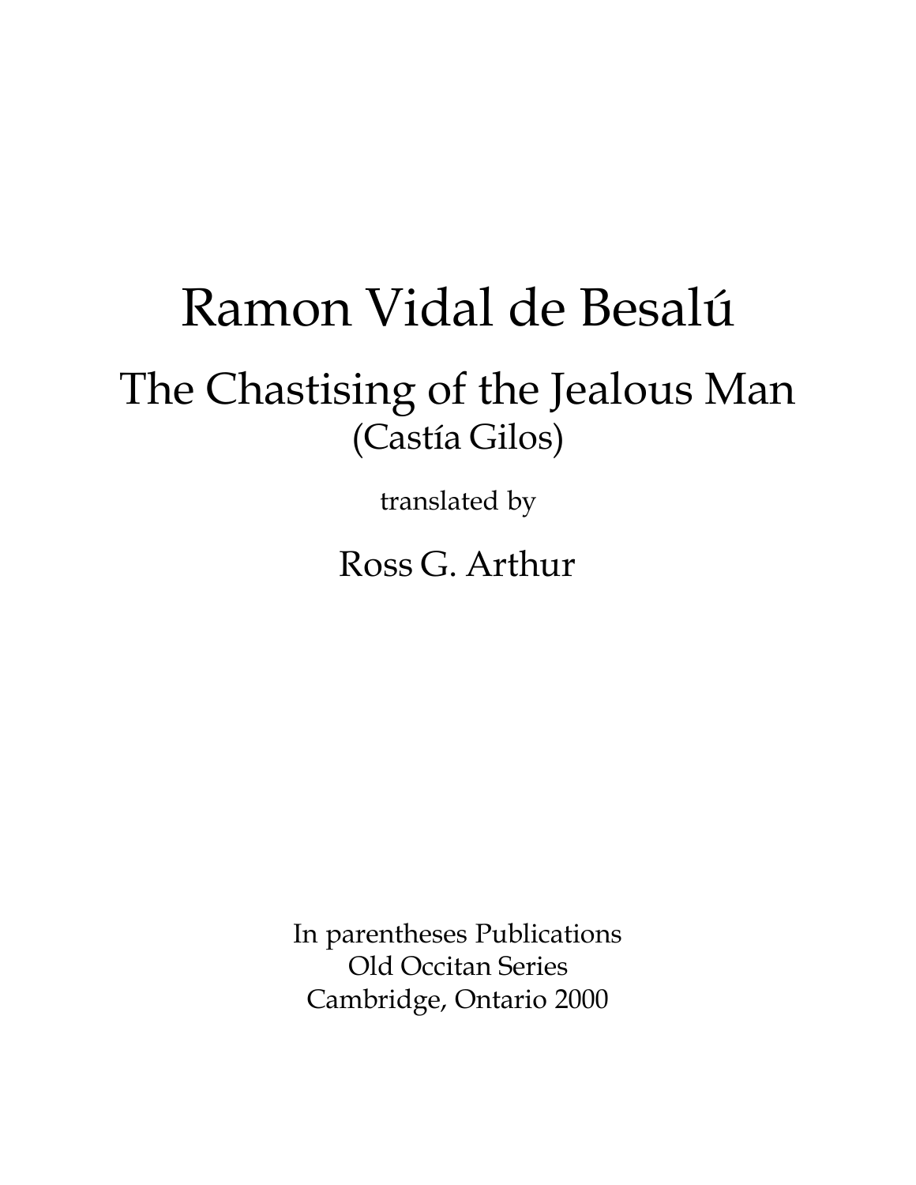# Ramon Vidal de Besalú

## The Chastising of the Jealous Man

(Castía Gilos)

translated by

Ross G. Arthur

In parentheses Publications
Old Occitan Series
Cambridge, Ontario 2000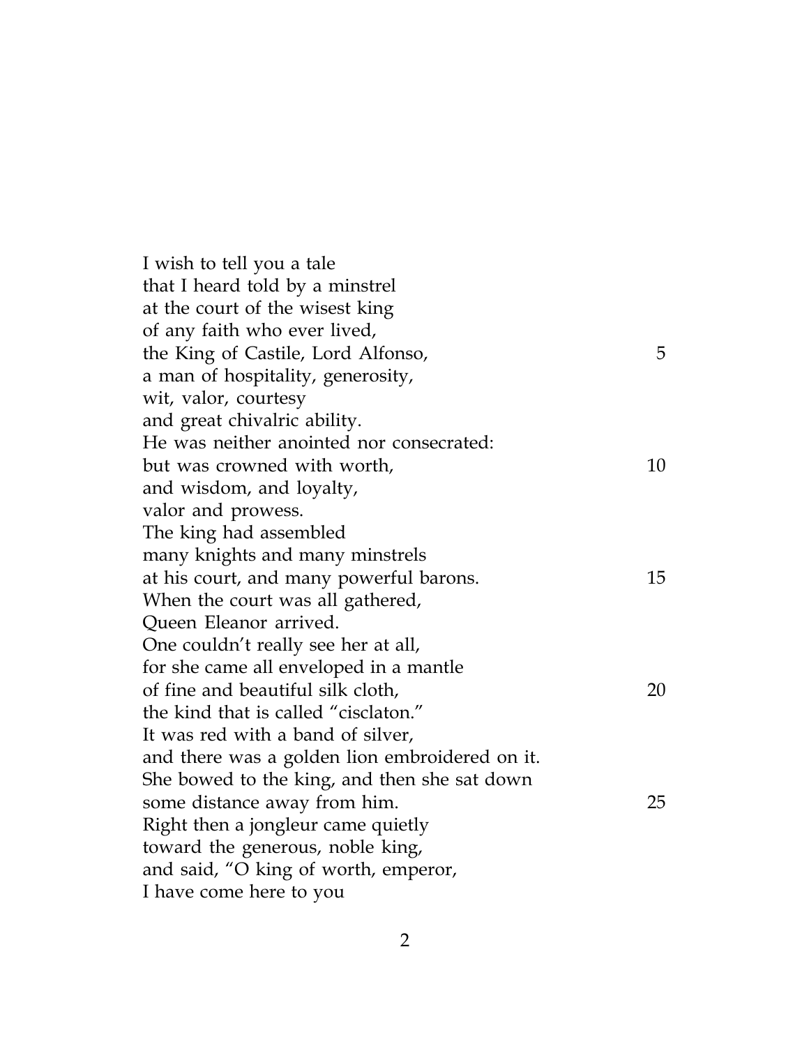I wish to tell you a tale  
that I heard told by a minstrel  
at the court of the wisest king  
of any faith who ever lived,  
the King of Castile, Lord Alfonso, 5  
a man of hospitality, generosity,  
wit, valor, courtesy  
and great chivalric ability.  
He was neither anointed nor consecrated:  
but was crowned with worth, 10  
and wisdom, and loyalty,  
valor and prowess.  
The king had assembled  
many knights and many minstrels  
at his court, and many powerful barons. 15  
When the court was all gathered,  
Queen Eleanor arrived.  
One couldn't really see her at all,  
for she came all enveloped in a mantle  
of fine and beautiful silk cloth, 20  
the kind that is called "cisclaton."  
It was red with a band of silver,  
and there was a golden lion embroidered on it.  
She bowed to the king, and then she sat down  
some distance away from him. 25  
Right then a jongleur came quietly  
toward the generous, noble king,  
and said, "O king of worth, emperor,  
I have come here to you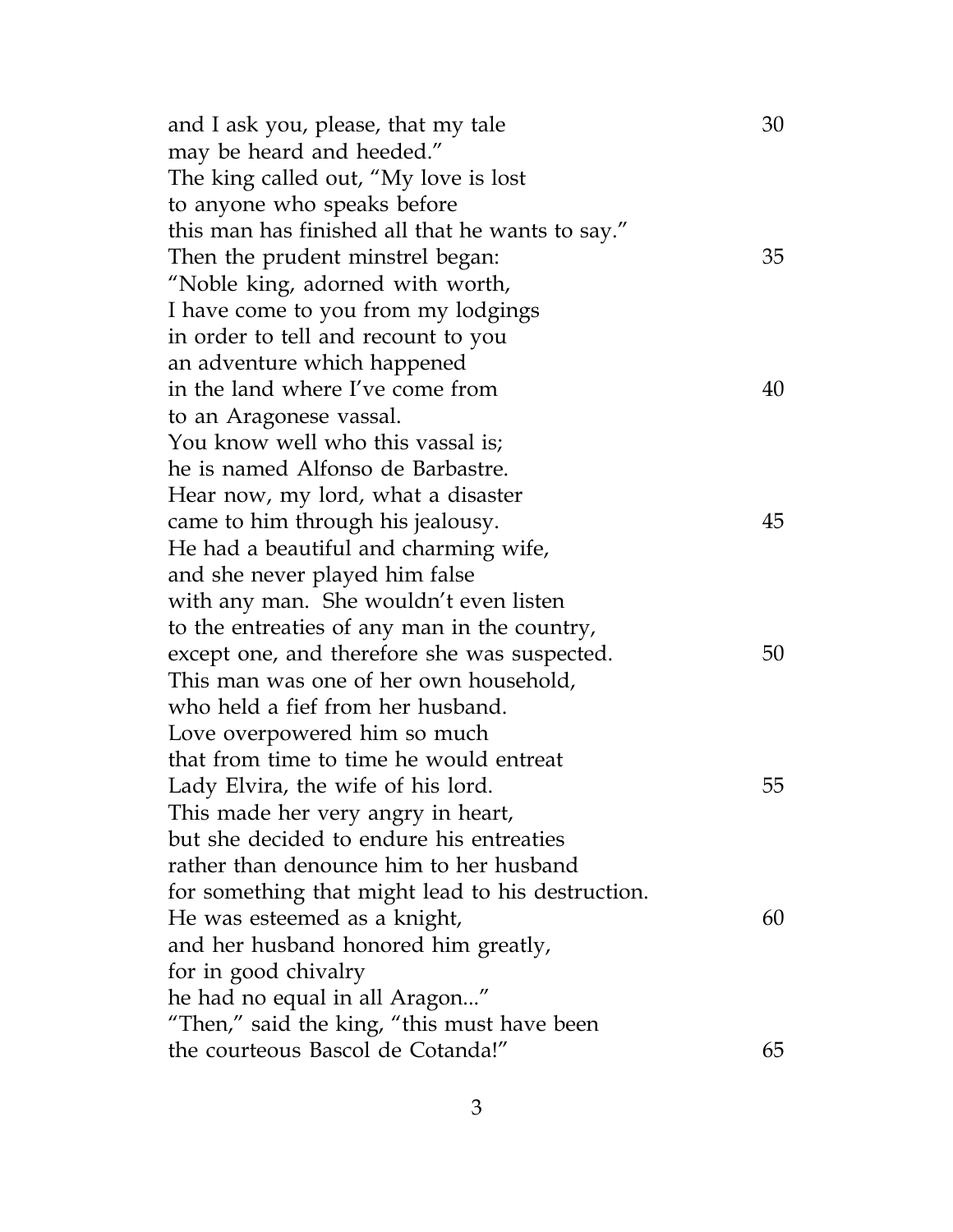and I ask you, please, that my tale 30
may be heard and heeded."
The king called out, "My love is lost
to anyone who speaks before
this man has finished all that he wants to say."
Then the prudent minstrel began: 35
"Noble king, adorned with worth,
I have come to you from my lodgings
in order to tell and recount to you
an adventure which happened
in the land where I've come from 40
to an Aragonese vassal.
You know well who this vassal is;
he is named Alfonso de Barbastre.
Hear now, my lord, what a disaster
came to him through his jealousy. 45
He had a beautiful and charming wife,
and she never played him false
with any man. She wouldn't even listen
to the entreaties of any man in the country,
except one, and therefore she was suspected. 50
This man was one of her own household,
who held a fief from her husband.
Love overpowered him so much
that from time to time he would entreat
Lady Elvira, the wife of his lord. 55
This made her very angry in heart,
but she decided to endure his entreaties
rather than denounce him to her husband
for something that might lead to his destruction.
He was esteemed as a knight, 60
and her husband honored him greatly,
for in good chivalry
he had no equal in all Aragon..."
"Then," said the king, "this must have been
the courteous Bascol de Cotanda!" 65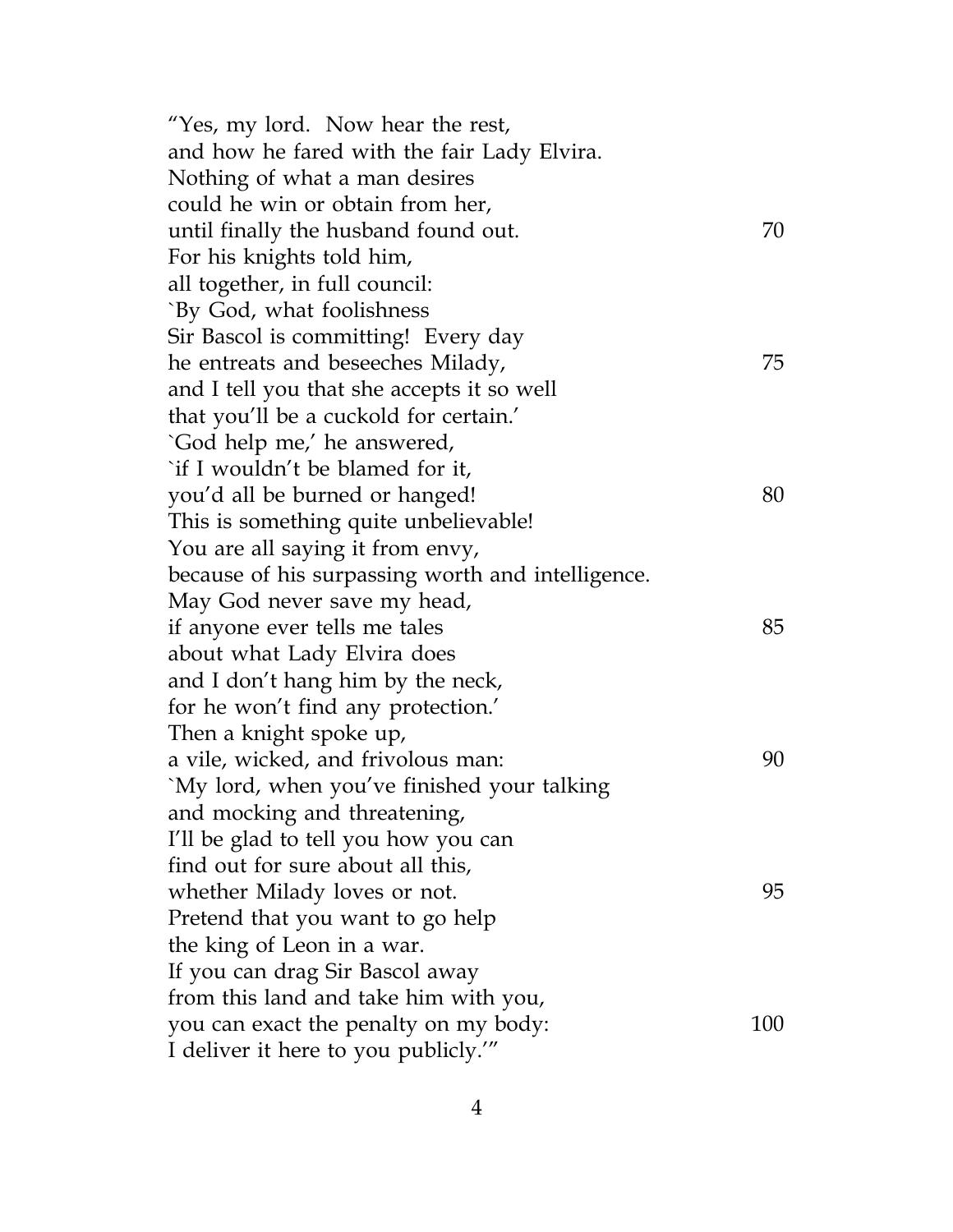"Yes, my lord. Now hear the rest,  
and how he fared with the fair Lady Elvira.  
Nothing of what a man desires  
could he win or obtain from her,  
until finally the husband found out. 70  
For his knights told him,  
all together, in full council:  
`By God, what foolishness  
Sir Bascol is committing! Every day  
he entreats and beseeches Milady, 75  
and I tell you that she accepts it so well  
that you'll be a cuckold for certain.'  
`God help me,' he answered,  
`if I wouldn't be blamed for it,  
you'd all be burned or hanged! 80  
This is something quite unbelievable!  
You are all saying it from envy,  
because of his surpassing worth and intelligence.  
May God never save my head,  
if anyone ever tells me tales 85  
about what Lady Elvira does  
and I don't hang him by the neck,  
for he won't find any protection.'  
Then a knight spoke up,  
a vile, wicked, and frivolous man: 90  
`My lord, when you've finished your talking  
and mocking and threatening,  
I'll be glad to tell you how you can  
find out for sure about all this,  
whether Milady loves or not. 95  
Pretend that you want to go help  
the king of Leon in a war.  
If you can drag Sir Bascol away  
from this land and take him with you,  
you can exact the penalty on my body: 100  
I deliver it here to you publicly.'"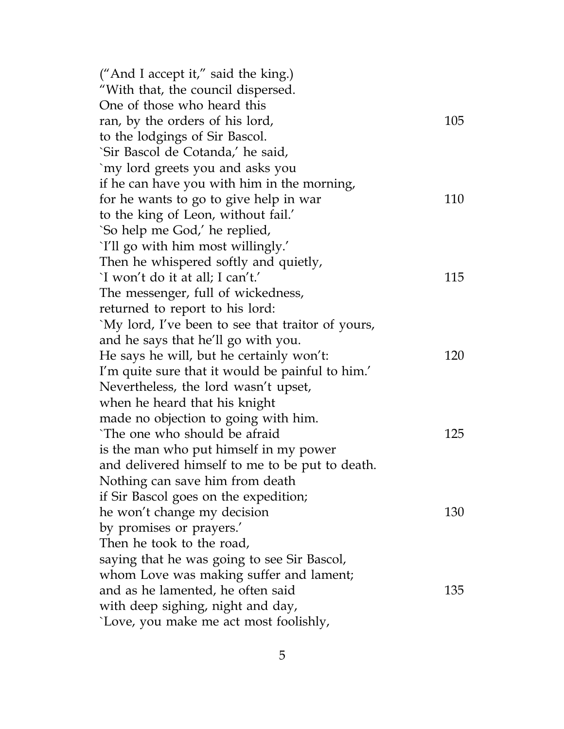("And I accept it," said the king.)
"With that, the council dispersed.
One of those who heard this
ran, by the orders of his lord, 105
to the lodgings of Sir Bascol.
`Sir Bascol de Cotanda,' he said,
`my lord greets you and asks you
if he can have you with him in the morning,
for he wants to go to give help in war 110
to the king of Leon, without fail.'
`So help me God,' he replied,
`I'll go with him most willingly.'
Then he whispered softly and quietly,
`I won't do it at all; I can't.' 115
The messenger, full of wickedness,
returned to report to his lord:
`My lord, I've been to see that traitor of yours,
and he says that he'll go with you.
He says he will, but he certainly won't: 120
I'm quite sure that it would be painful to him.'
Nevertheless, the lord wasn't upset,
when he heard that his knight
made no objection to going with him.
`The one who should be afraid 125
is the man who put himself in my power
and delivered himself to me to be put to death.
Nothing can save him from death
if Sir Bascol goes on the expedition;
he won't change my decision 130
by promises or prayers.'
Then he took to the road,
saying that he was going to see Sir Bascol,
whom Love was making suffer and lament;
and as he lamented, he often said 135
with deep sighing, night and day,
`Love, you make me act most foolishly,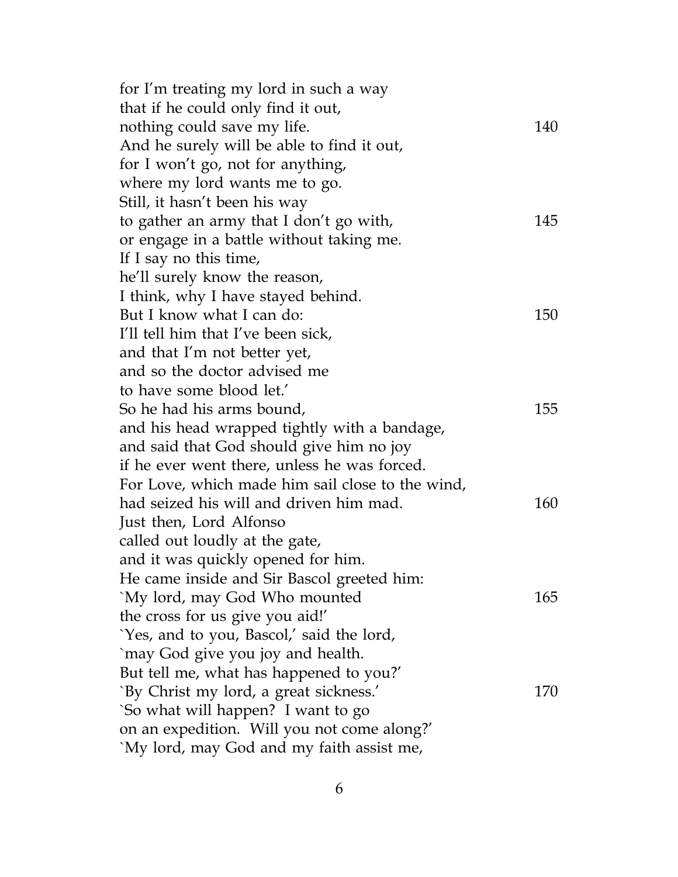for I'm treating my lord in such a way
that if he could only find it out,
nothing could save my life. 140
And he surely will be able to find it out,
for I won't go, not for anything,
where my lord wants me to go.
Still, it hasn't been his way
to gather an army that I don't go with, 145
or engage in a battle without taking me.
If I say no this time,
he'll surely know the reason,
I think, why I have stayed behind.
But I know what I can do: 150
I'll tell him that I've been sick,
and that I'm not better yet,
and so the doctor advised me
to have some blood let.'
So he had his arms bound, 155
and his head wrapped tightly with a bandage,
and said that God should give him no joy
if he ever went there, unless he was forced.
For Love, which made him sail close to the wind,
had seized his will and driven him mad. 160
Just then, Lord Alfonso
called out loudly at the gate,
and it was quickly opened for him.
He came inside and Sir Bascol greeted him:
`My lord, may God Who mounted 165
the cross for us give you aid!'
`Yes, and to you, Bascol,' said the lord,
`may God give you joy and health.
But tell me, what has happened to you?'
`By Christ my lord, a great sickness.' 170
`So what will happen? I want to go
on an expedition. Will you not come along?'
`My lord, may God and my faith assist me,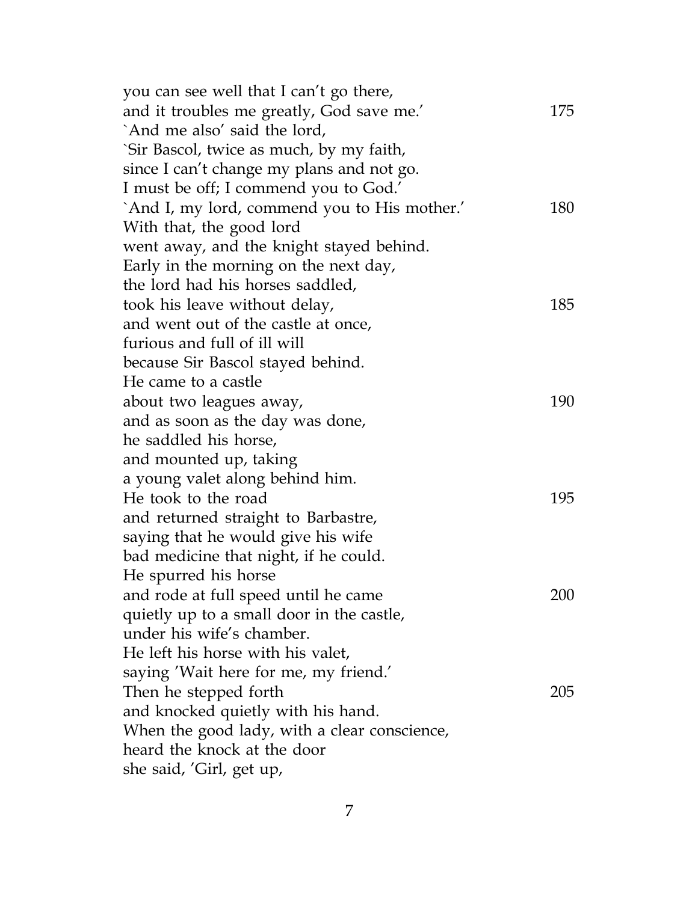you can see well that I can't go there,  
and it troubles me greatly, God save me.' 175  
`And me also' said the lord,  
`Sir Bascol, twice as much, by my faith,  
since I can't change my plans and not go.  
I must be off; I commend you to God.'  
`And I, my lord, commend you to His mother.' 180  
With that, the good lord  
went away, and the knight stayed behind.  
Early in the morning on the next day,  
the lord had his horses saddled,  
took his leave without delay, 185  
and went out of the castle at once,  
furious and full of ill will  
because Sir Bascol stayed behind.  
He came to a castle  
about two leagues away, 190  
and as soon as the day was done,  
he saddled his horse,  
and mounted up, taking  
a young valet along behind him.  
He took to the road 195  
and returned straight to Barbastre,  
saying that he would give his wife  
bad medicine that night, if he could.  
He spurred his horse  
and rode at full speed until he came 200  
quietly up to a small door in the castle,  
under his wife's chamber.  
He left his horse with his valet,  
saying 'Wait here for me, my friend.'  
Then he stepped forth 205  
and knocked quietly with his hand.  
When the good lady, with a clear conscience,  
heard the knock at the door  
she said, 'Girl, get up,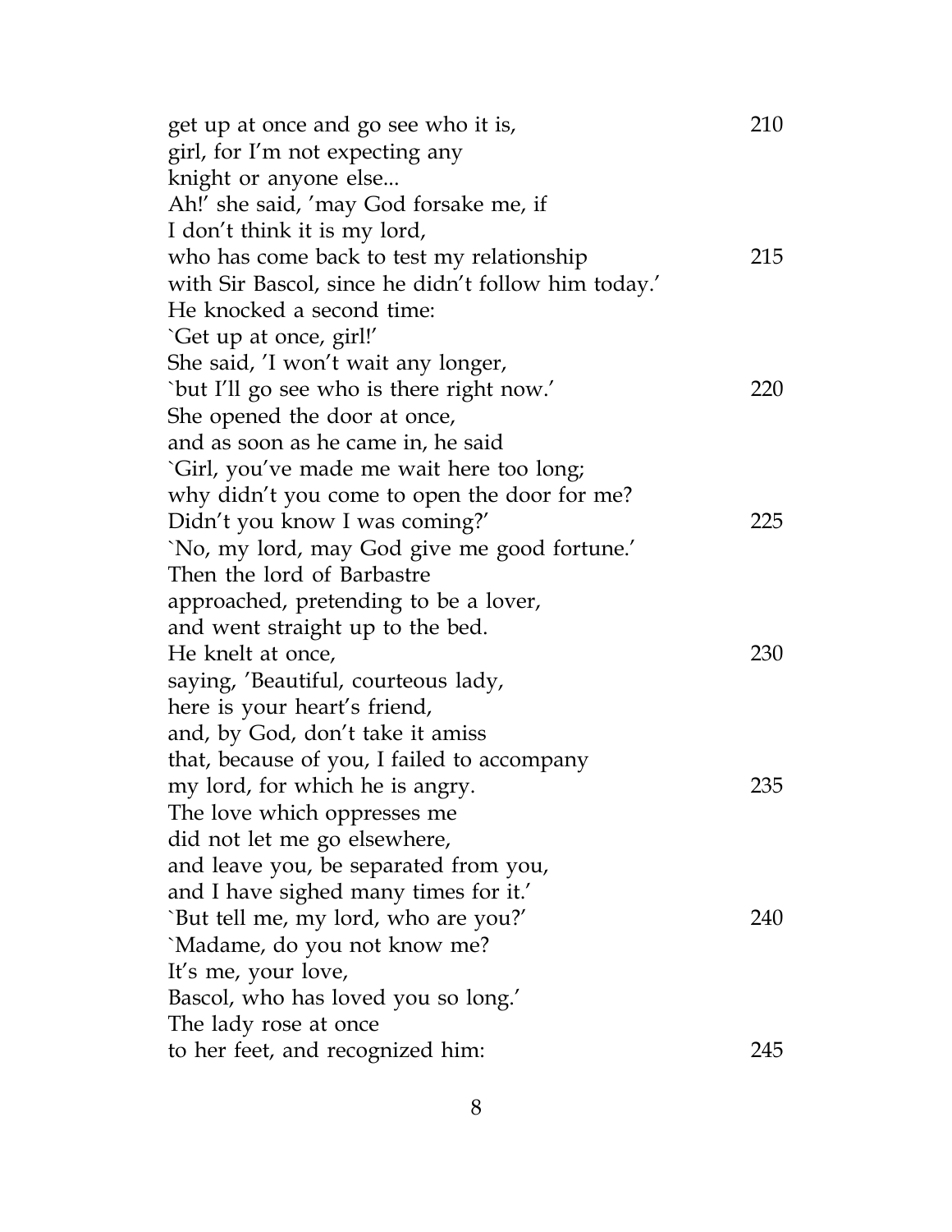get up at once and go see who it is, 210
girl, for I'm not expecting any
knight or anyone else...
Ah!' she said, 'may God forsake me, if
I don't think it is my lord,
who has come back to test my relationship 215
with Sir Bascol, since he didn't follow him today.'
He knocked a second time:
`Get up at once, girl!'
She said, 'I won't wait any longer,
`but I'll go see who is there right now.' 220
She opened the door at once,
and as soon as he came in, he said
`Girl, you've made me wait here too long;
why didn't you come to open the door for me?
Didn't you know I was coming?' 225
`No, my lord, may God give me good fortune.'
Then the lord of Barbastre
approached, pretending to be a lover,
and went straight up to the bed.
He knelt at once, 230
saying, 'Beautiful, courteous lady,
here is your heart's friend,
and, by God, don't take it amiss
that, because of you, I failed to accompany
my lord, for which he is angry. 235
The love which oppresses me
did not let me go elsewhere,
and leave you, be separated from you,
and I have sighed many times for it.'
`But tell me, my lord, who are you?' 240
`Madame, do you not know me?
It's me, your love,
Bascol, who has loved you so long.'
The lady rose at once
to her feet, and recognized him: 245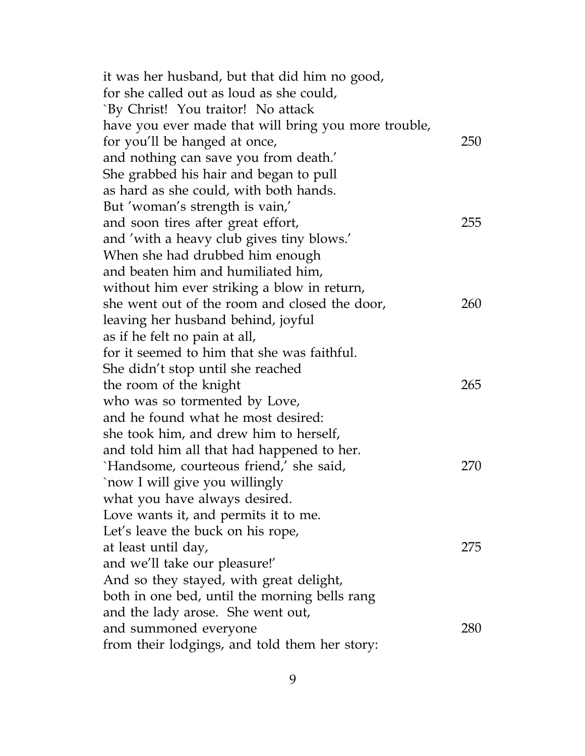it was her husband, but that did him no good,
for she called out as loud as she could,
`By Christ! You traitor! No attack
have you ever made that will bring you more trouble,
for you'll be hanged at once, 250
and nothing can save you from death.'
She grabbed his hair and began to pull
as hard as she could, with both hands.
But 'woman's strength is vain,'
and soon tires after great effort, 255
and 'with a heavy club gives tiny blows.'
When she had drubbed him enough
and beaten him and humiliated him,
without him ever striking a blow in return,
she went out of the room and closed the door, 260
leaving her husband behind, joyful
as if he felt no pain at all,
for it seemed to him that she was faithful.
She didn't stop until she reached
the room of the knight 265
who was so tormented by Love,
and he found what he most desired:
she took him, and drew him to herself,
and told him all that had happened to her.
`Handsome, courteous friend,' she said, 270
`now I will give you willingly
what you have always desired.
Love wants it, and permits it to me.
Let's leave the buck on his rope,
at least until day, 275
and we'll take our pleasure!'
And so they stayed, with great delight,
both in one bed, until the morning bells rang
and the lady arose. She went out,
and summoned everyone 280
from their lodgings, and told them her story: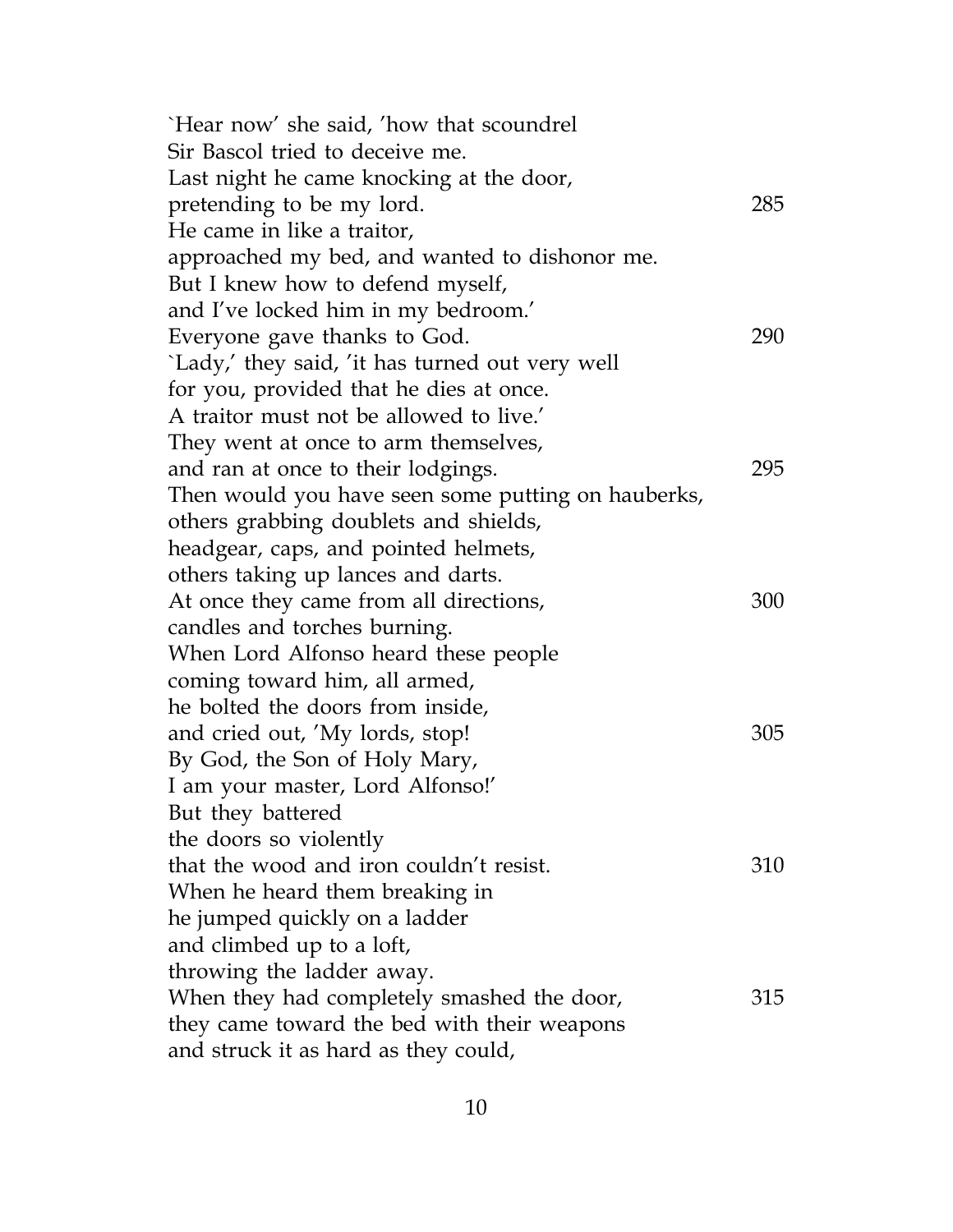\`Hear now' she said, 'how that scoundrel  
Sir Bascol tried to deceive me.  
Last night he came knocking at the door,  
pretending to be my lord. 285  
He came in like a traitor,  
approached my bed, and wanted to dishonor me.  
But I knew how to defend myself,  
and I've locked him in my bedroom.'  
Everyone gave thanks to God. 290  
\`Lady,' they said, 'it has turned out very well  
for you, provided that he dies at once.  
A traitor must not be allowed to live.'  
They went at once to arm themselves,  
and ran at once to their lodgings. 295  
Then would you have seen some putting on hauberks,  
others grabbing doublets and shields,  
headgear, caps, and pointed helmets,  
others taking up lances and darts.  
At once they came from all directions, 300  
candles and torches burning.  
When Lord Alfonso heard these people  
coming toward him, all armed,  
he bolted the doors from inside,  
and cried out, 'My lords, stop! 305  
By God, the Son of Holy Mary,  
I am your master, Lord Alfonso!'  
But they battered  
the doors so violently  
that the wood and iron couldn't resist. 310  
When he heard them breaking in  
he jumped quickly on a ladder  
and climbed up to a loft,  
throwing the ladder away.  
When they had completely smashed the door, 315  
they came toward the bed with their weapons  
and struck it as hard as they could,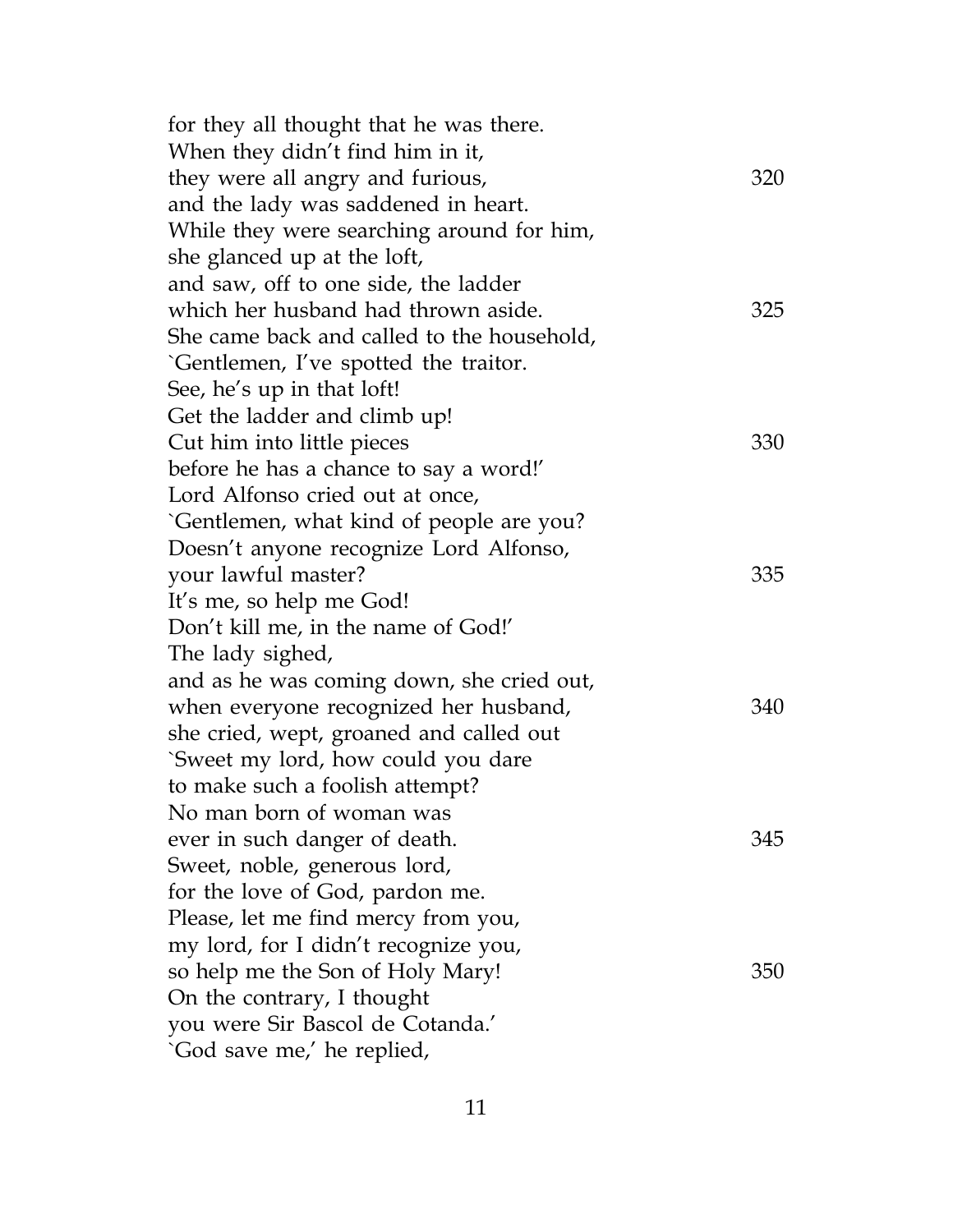for they all thought that he was there.  
When they didn't find him in it,  
they were all angry and furious, 320  
and the lady was saddened in heart.  
While they were searching around for him,  
she glanced up at the loft,  
and saw, off to one side, the ladder  
which her husband had thrown aside. 325  
She came back and called to the household,  
`Gentlemen, I've spotted the traitor.  
See, he's up in that loft!  
Get the ladder and climb up!  
Cut him into little pieces 330  
before he has a chance to say a word!'  
Lord Alfonso cried out at once,  
`Gentlemen, what kind of people are you?  
Doesn't anyone recognize Lord Alfonso,  
your lawful master? 335  
It's me, so help me God!  
Don't kill me, in the name of God!'  
The lady sighed,  
and as he was coming down, she cried out,  
when everyone recognized her husband, 340  
she cried, wept, groaned and called out  
`Sweet my lord, how could you dare  
to make such a foolish attempt?  
No man born of woman was  
ever in such danger of death. 345  
Sweet, noble, generous lord,  
for the love of God, pardon me.  
Please, let me find mercy from you,  
my lord, for I didn't recognize you,  
so help me the Son of Holy Mary! 350  
On the contrary, I thought  
you were Sir Bascol de Cotanda.'  
`God save me,' he replied,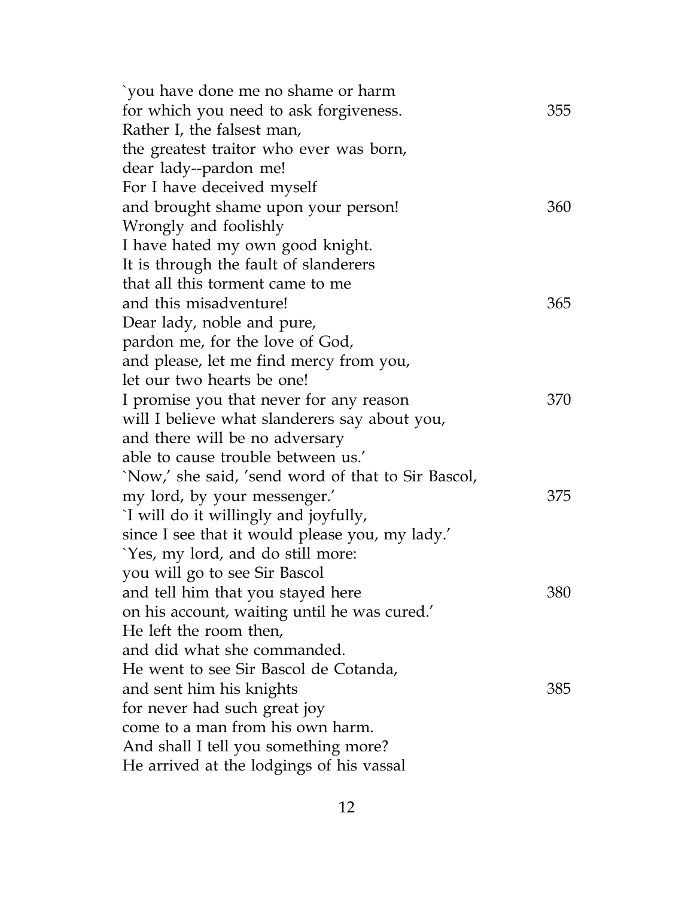`you have done me no shame or harm  
for which you need to ask forgiveness. 355  
Rather I, the falsest man,  
the greatest traitor who ever was born,  
dear lady--pardon me!  
For I have deceived myself  
and brought shame upon your person! 360  
Wrongly and foolishly  
I have hated my own good knight.  
It is through the fault of slanderers  
that all this torment came to me  
and this misadventure! 365  
Dear lady, noble and pure,  
pardon me, for the love of God,  
and please, let me find mercy from you,  
let our two hearts be one!  
I promise you that never for any reason 370  
will I believe what slanderers say about you,  
and there will be no adversary  
able to cause trouble between us.'  
`Now,' she said, 'send word of that to Sir Bascol,  
my lord, by your messenger.' 375  
`I will do it willingly and joyfully,  
since I see that it would please you, my lady.'  
`Yes, my lord, and do still more:  
you will go to see Sir Bascol  
and tell him that you stayed here 380  
on his account, waiting until he was cured.'  
He left the room then,  
and did what she commanded.  
He went to see Sir Bascol de Cotanda,  
and sent him his knights 385  
for never had such great joy  
come to a man from his own harm.  
And shall I tell you something more?  
He arrived at the lodgings of his vassal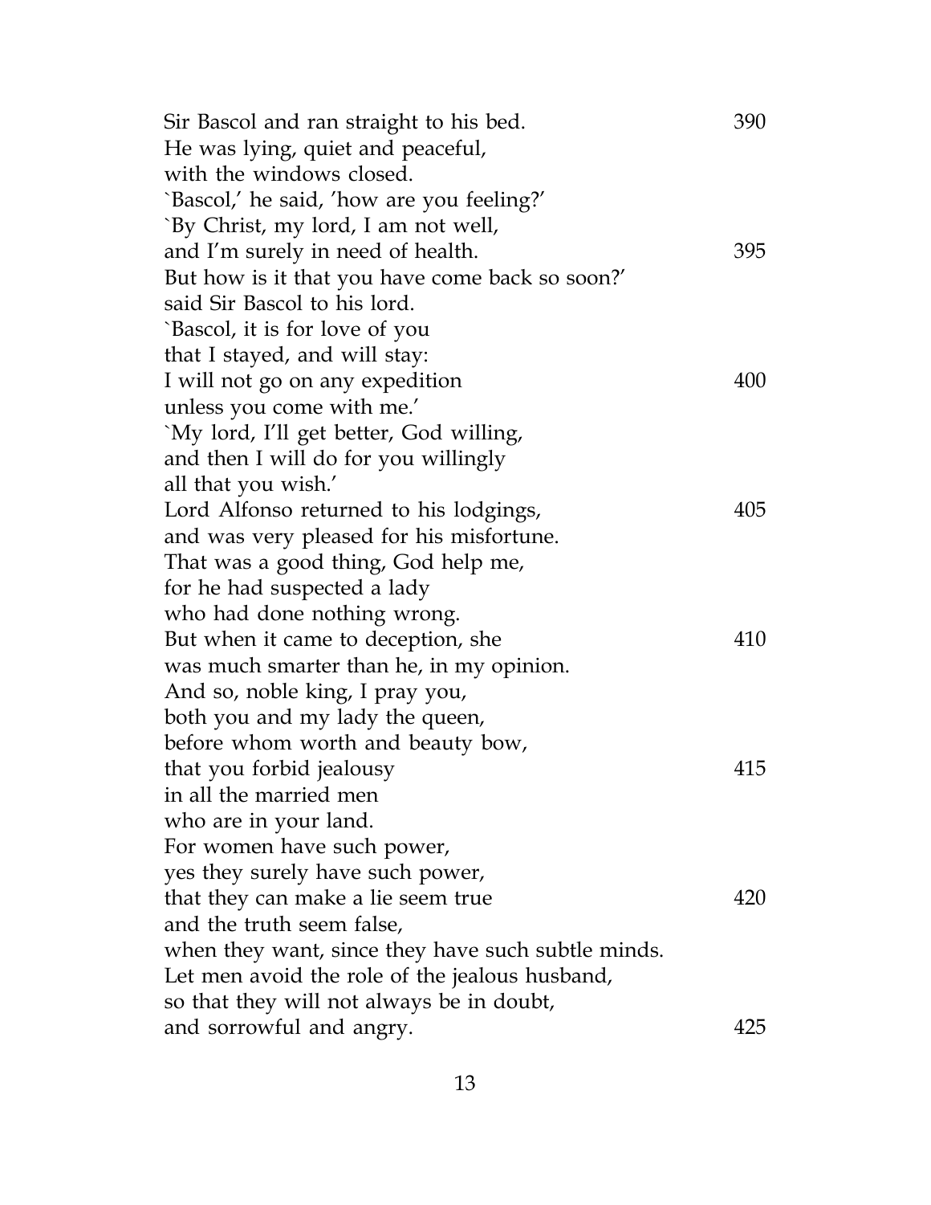Sir Bascol and ran straight to his bed. 390
He was lying, quiet and peaceful,
with the windows closed.
`Bascol,' he said, 'how are you feeling?'
`By Christ, my lord, I am not well,
and I'm surely in need of health. 395
But how is it that you have come back so soon?'
said Sir Bascol to his lord.
`Bascol, it is for love of you
that I stayed, and will stay:
I will not go on any expedition 400
unless you come with me.'
`My lord, I'll get better, God willing,
and then I will do for you willingly
all that you wish.'
Lord Alfonso returned to his lodgings, 405
and was very pleased for his misfortune.
That was a good thing, God help me,
for he had suspected a lady
who had done nothing wrong.
But when it came to deception, she 410
was much smarter than he, in my opinion.
And so, noble king, I pray you,
both you and my lady the queen,
before whom worth and beauty bow,
that you forbid jealousy 415
in all the married men
who are in your land.
For women have such power,
yes they surely have such power,
that they can make a lie seem true 420
and the truth seem false,
when they want, since they have such subtle minds.
Let men avoid the role of the jealous husband,
so that they will not always be in doubt,
and sorrowful and angry. 425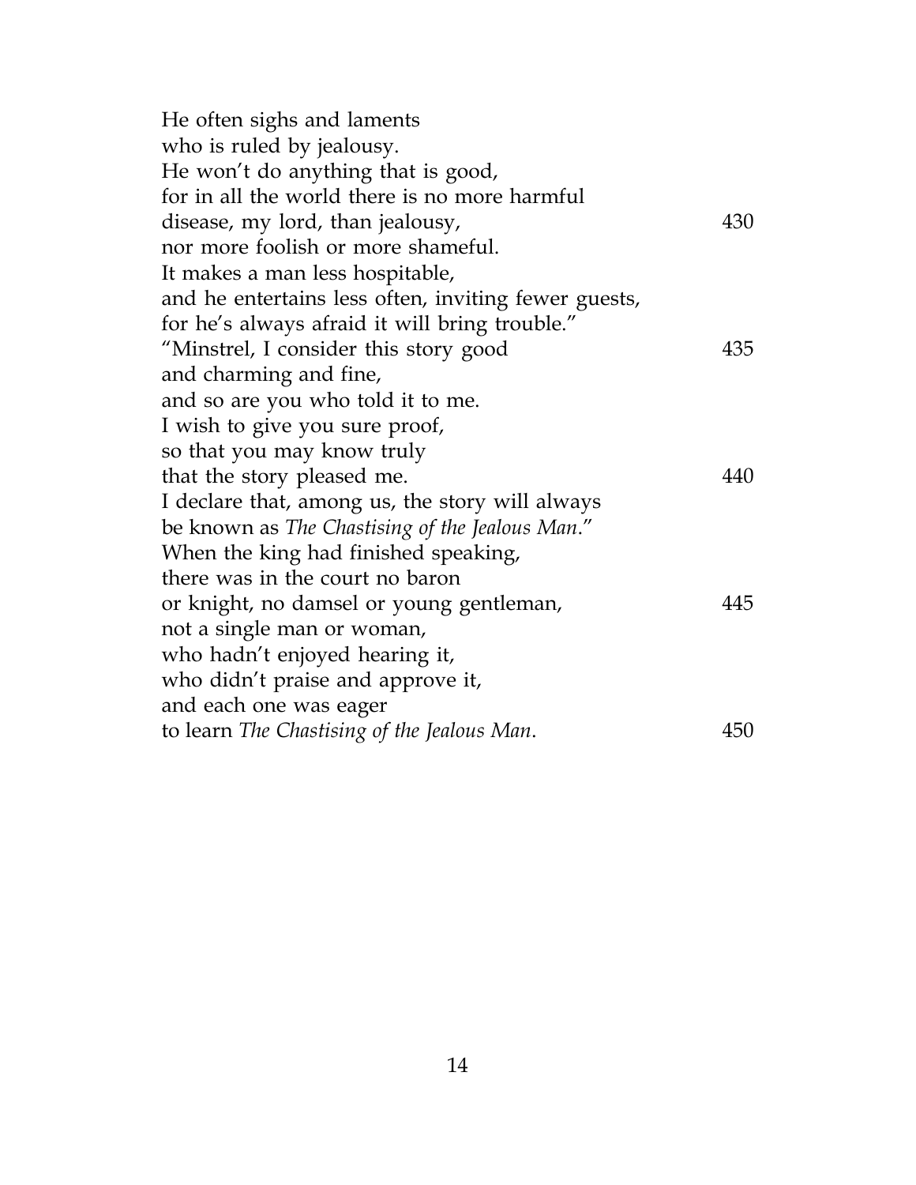He often sighs and laments
who is ruled by jealousy.
He won't do anything that is good,
for in all the world there is no more harmful
disease, my lord, than jealousy, 430
nor more foolish or more shameful.
It makes a man less hospitable,
and he entertains less often, inviting fewer guests,
for he's always afraid it will bring trouble."
"Minstrel, I consider this story good 435
and charming and fine,
and so are you who told it to me.
I wish to give you sure proof,
so that you may know truly
that the story pleased me. 440
I declare that, among us, the story will always
be known as *The Chastising of the Jealous Man*."
When the king had finished speaking,
there was in the court no baron
or knight, no damsel or young gentleman, 445
not a single man or woman,
who hadn't enjoyed hearing it,
who didn't praise and approve it,
and each one was eager
to learn *The Chastising of the Jealous Man*. 450